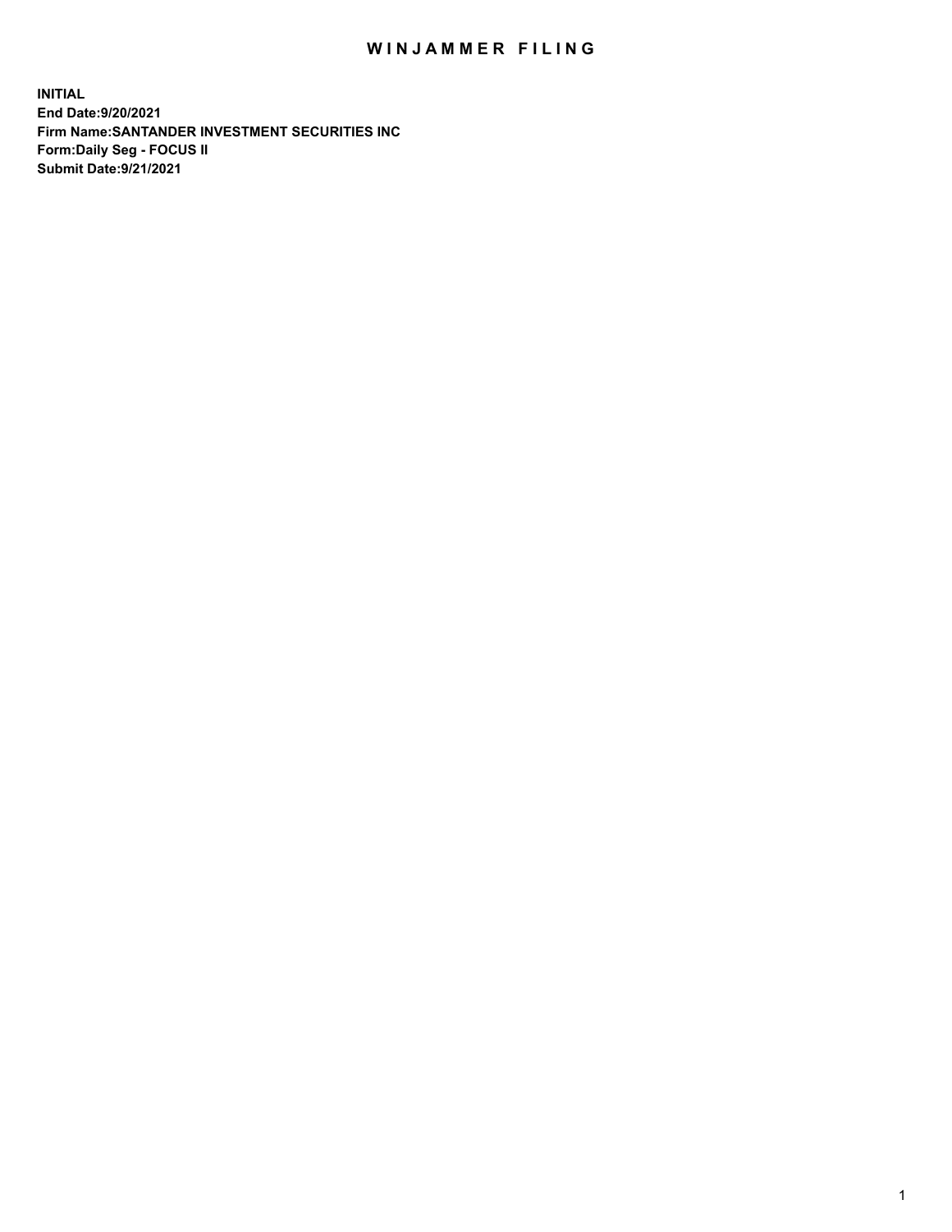# WINJAMMER FILING

**INITIAL**
**End Date:9/20/2021**
**Firm Name:SANTANDER INVESTMENT SECURITIES INC**
**Form:Daily Seg - FOCUS II**
**Submit Date:9/21/2021**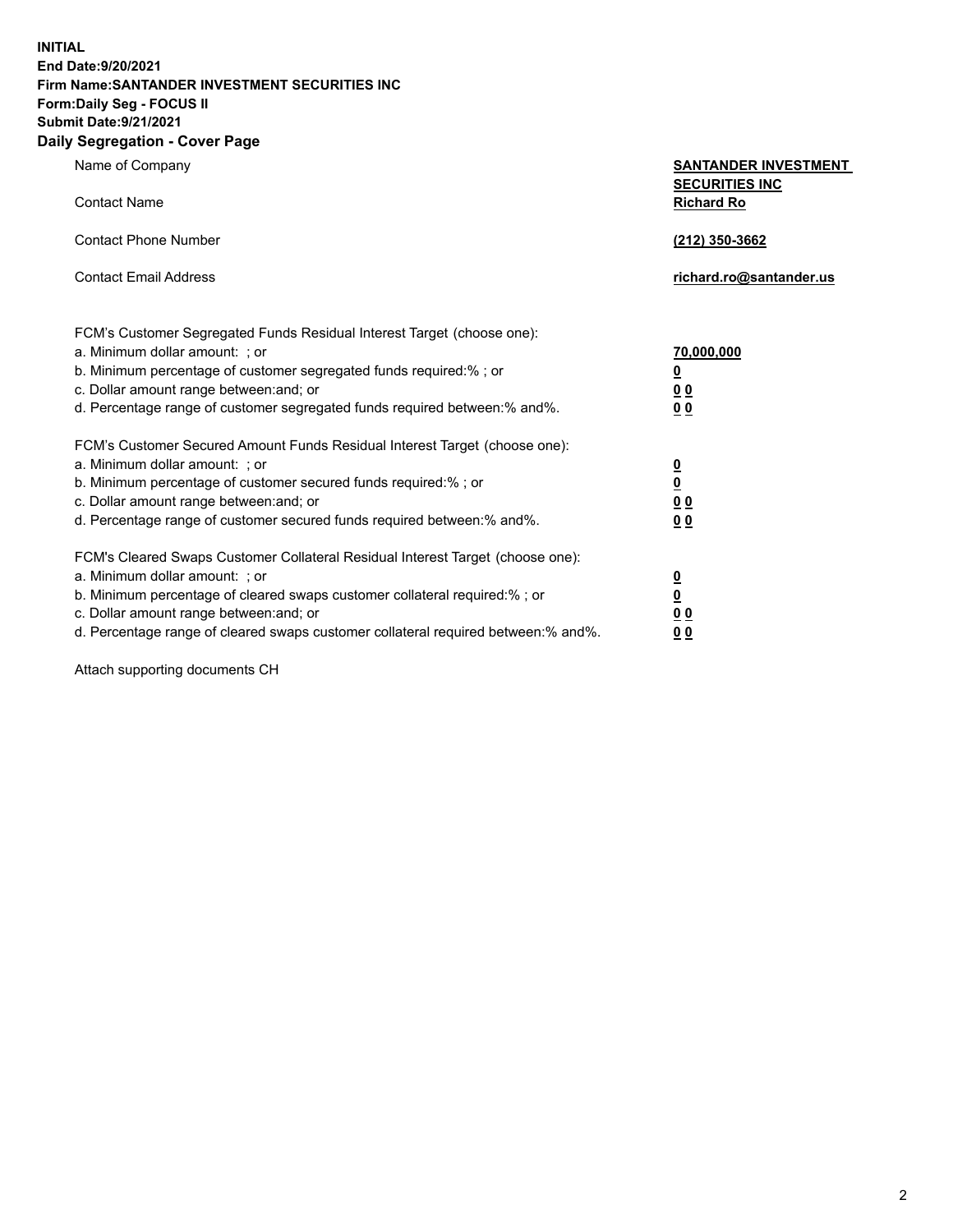**INITIAL**
**End Date:9/20/2021**
**Firm Name:SANTANDER INVESTMENT SECURITIES INC**
**Form:Daily Seg - FOCUS II**
**Submit Date:9/21/2021**

## Daily Segregation - Cover Page

| | |
|---|---|
| Name of Company | **SANTANDER INVESTMENT SECURITIES INC** |
| Contact Name | **Richard Ro** |
| Contact Phone Number | **(212) 350-3662** |
| Contact Email Address | **richard.ro@santander.us** |

| | |
|---|---|
| FCM's Customer Segregated Funds Residual Interest Target (choose one): | |
| a. Minimum dollar amount: ; or | **70,000,000** |
| b. Minimum percentage of customer segregated funds required:% ; or | **0** |
| c. Dollar amount range between:and; or | **0 0** |
| d. Percentage range of customer segregated funds required between:% and%. | **0 0** |
| FCM's Customer Secured Amount Funds Residual Interest Target (choose one): | |
| a. Minimum dollar amount: ; or | **0** |
| b. Minimum percentage of customer secured funds required:% ; or | **0** |
| c. Dollar amount range between:and; or | **0 0** |
| d. Percentage range of customer secured funds required between:% and%. | **0 0** |
| FCM's Cleared Swaps Customer Collateral Residual Interest Target (choose one): | |
| a. Minimum dollar amount: ; or | **0** |
| b. Minimum percentage of cleared swaps customer collateral required:% ; or | **0** |
| c. Dollar amount range between:and; or | **0 0** |
| d. Percentage range of cleared swaps customer collateral required between:% and%. | **0 0** |

Attach supporting documents CH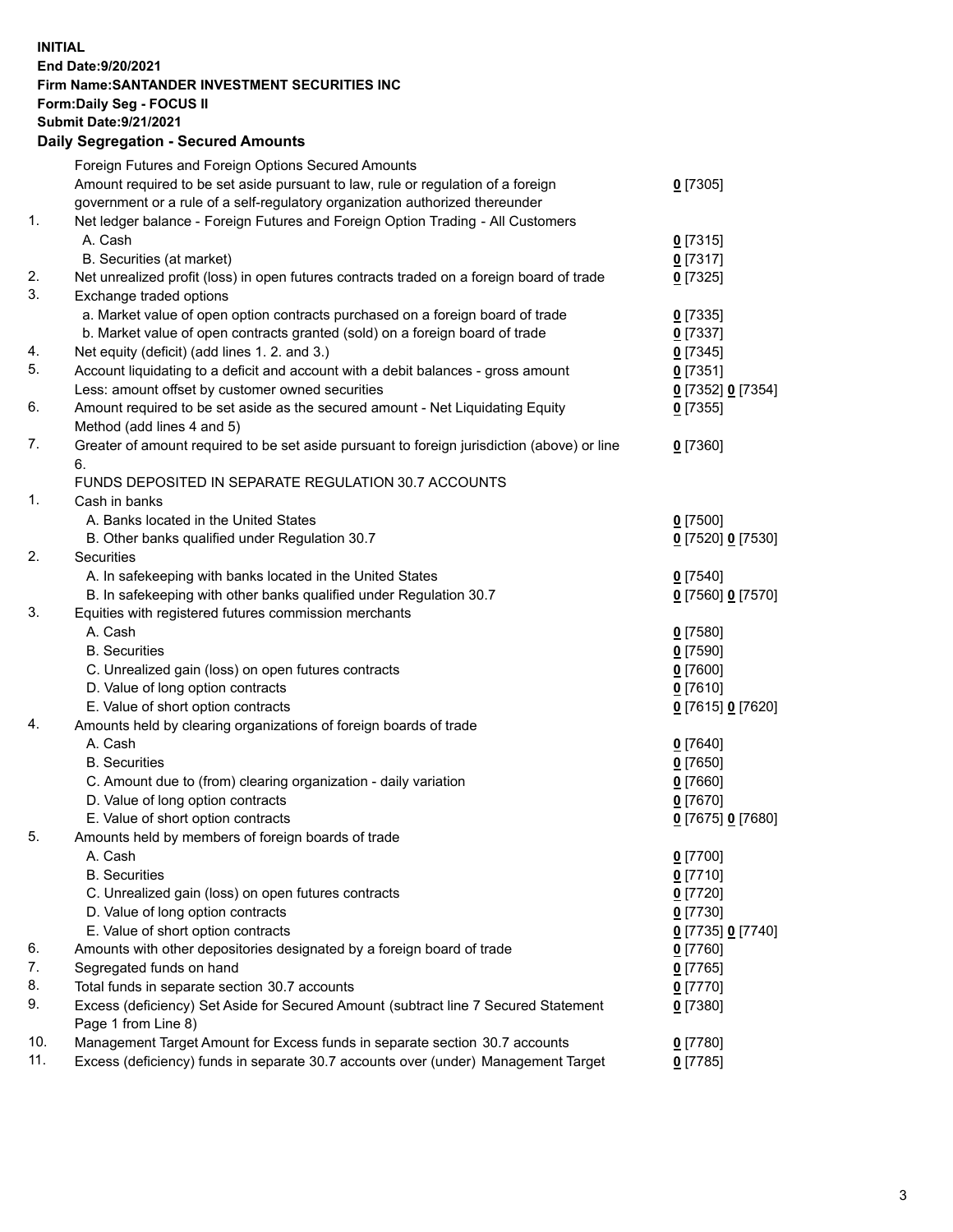**INITIAL**
**End Date:9/20/2021**
**Firm Name:SANTANDER INVESTMENT SECURITIES INC**
**Form:Daily Seg - FOCUS II**
**Submit Date:9/21/2021**

### Daily Segregation - Secured Amounts

| | | |
|---|---|---|
| | Foreign Futures and Foreign Options Secured Amounts | |
| | Amount required to be set aside pursuant to law, rule or regulation of a foreign government or a rule of a self-regulatory organization authorized thereunder | 0 [7305] |
| 1. | Net ledger balance - Foreign Futures and Foreign Option Trading - All Customers | |
| | A. Cash | 0 [7315] |
| | B. Securities (at market) | 0 [7317] |
| 2. | Net unrealized profit (loss) in open futures contracts traded on a foreign board of trade | 0 [7325] |
| 3. | Exchange traded options | |
| | a. Market value of open option contracts purchased on a foreign board of trade | 0 [7335] |
| | b. Market value of open contracts granted (sold) on a foreign board of trade | 0 [7337] |
| 4. | Net equity (deficit) (add lines 1. 2. and 3.) | 0 [7345] |
| 5. | Account liquidating to a deficit and account with a debit balances - gross amount | 0 [7351] |
| | Less: amount offset by customer owned securities | 0 [7352] 0 [7354] |
| 6. | Amount required to be set aside as the secured amount - Net Liquidating Equity Method (add lines 4 and 5) | 0 [7355] |
| 7. | Greater of amount required to be set aside pursuant to foreign jurisdiction (above) or line 6. | 0 [7360] |
| | FUNDS DEPOSITED IN SEPARATE REGULATION 30.7 ACCOUNTS | |
| 1. | Cash in banks | |
| | A. Banks located in the United States | 0 [7500] |
| | B. Other banks qualified under Regulation 30.7 | 0 [7520] 0 [7530] |
| 2. | Securities | |
| | A. In safekeeping with banks located in the United States | 0 [7540] |
| | B. In safekeeping with other banks qualified under Regulation 30.7 | 0 [7560] 0 [7570] |
| 3. | Equities with registered futures commission merchants | |
| | A. Cash | 0 [7580] |
| | B. Securities | 0 [7590] |
| | C. Unrealized gain (loss) on open futures contracts | 0 [7600] |
| | D. Value of long option contracts | 0 [7610] |
| | E. Value of short option contracts | 0 [7615] 0 [7620] |
| 4. | Amounts held by clearing organizations of foreign boards of trade | |
| | A. Cash | 0 [7640] |
| | B. Securities | 0 [7650] |
| | C. Amount due to (from) clearing organization - daily variation | 0 [7660] |
| | D. Value of long option contracts | 0 [7670] |
| | E. Value of short option contracts | 0 [7675] 0 [7680] |
| 5. | Amounts held by members of foreign boards of trade | |
| | A. Cash | 0 [7700] |
| | B. Securities | 0 [7710] |
| | C. Unrealized gain (loss) on open futures contracts | 0 [7720] |
| | D. Value of long option contracts | 0 [7730] |
| | E. Value of short option contracts | 0 [7735] 0 [7740] |
| 6. | Amounts with other depositories designated by a foreign board of trade | 0 [7760] |
| 7. | Segregated funds on hand | 0 [7765] |
| 8. | Total funds in separate section 30.7 accounts | 0 [7770] |
| 9. | Excess (deficiency) Set Aside for Secured Amount (subtract line 7 Secured Statement Page 1 from Line 8) | 0 [7380] |
| 10. | Management Target Amount for Excess funds in separate section 30.7 accounts | 0 [7780] |
| 11. | Excess (deficiency) funds in separate 30.7 accounts over (under) Management Target | 0 [7785] |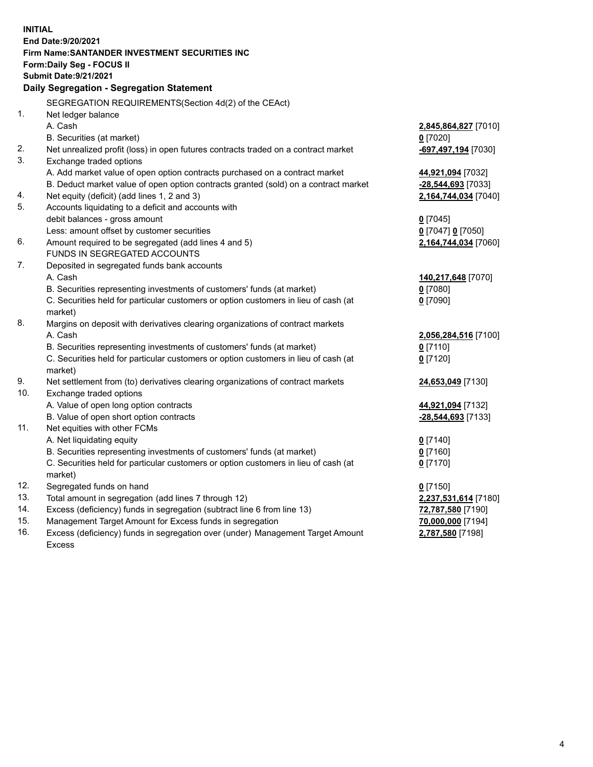**INITIAL**
**End Date:9/20/2021**
**Firm Name:SANTANDER INVESTMENT SECURITIES INC**
**Form:Daily Seg - FOCUS II**
**Submit Date:9/21/2021**

## Daily Segregation - Segregation Statement

SEGREGATION REQUIREMENTS(Section 4d(2) of the CEAct)

| | | |
|---|---|---|
| 1. | Net ledger balance | |
| | A. Cash | **2,845,864,827** [7010] |
| | B. Securities (at market) | **0** [7020] |
| 2. | Net unrealized profit (loss) in open futures contracts traded on a contract market | **-697,497,194** [7030] |
| 3. | Exchange traded options | |
| | A. Add market value of open option contracts purchased on a contract market | **44,921,094** [7032] |
| | B. Deduct market value of open option contracts granted (sold) on a contract market | **-28,544,693** [7033] |
| 4. | Net equity (deficit) (add lines 1, 2 and 3) | **2,164,744,034** [7040] |
| 5. | Accounts liquidating to a deficit and accounts with debit balances - gross amount | **0** [7045] |
| | Less: amount offset by customer securities | **0** [7047] **0** [7050] |
| 6. | Amount required to be segregated (add lines 4 and 5) | **2,164,744,034** [7060] |
| | FUNDS IN SEGREGATED ACCOUNTS | |
| 7. | Deposited in segregated funds bank accounts | |
| | A. Cash | **140,217,648** [7070] |
| | B. Securities representing investments of customers' funds (at market) | **0** [7080] |
| | C. Securities held for particular customers or option customers in lieu of cash (at market) | **0** [7090] |
| 8. | Margins on deposit with derivatives clearing organizations of contract markets | |
| | A. Cash | **2,056,284,516** [7100] |
| | B. Securities representing investments of customers' funds (at market) | **0** [7110] |
| | C. Securities held for particular customers or option customers in lieu of cash (at market) | **0** [7120] |
| 9. | Net settlement from (to) derivatives clearing organizations of contract markets | **24,653,049** [7130] |
| 10. | Exchange traded options | |
| | A. Value of open long option contracts | **44,921,094** [7132] |
| | B. Value of open short option contracts | **-28,544,693** [7133] |
| 11. | Net equities with other FCMs | |
| | A. Net liquidating equity | **0** [7140] |
| | B. Securities representing investments of customers' funds (at market) | **0** [7160] |
| | C. Securities held for particular customers or option customers in lieu of cash (at market) | **0** [7170] |
| 12. | Segregated funds on hand | **0** [7150] |
| 13. | Total amount in segregation (add lines 7 through 12) | **2,237,531,614** [7180] |
| 14. | Excess (deficiency) funds in segregation (subtract line 6 from line 13) | **72,787,580** [7190] |
| 15. | Management Target Amount for Excess funds in segregation | **70,000,000** [7194] |
| 16. | Excess (deficiency) funds in segregation over (under) Management Target Amount Excess | **2,787,580** [7198] |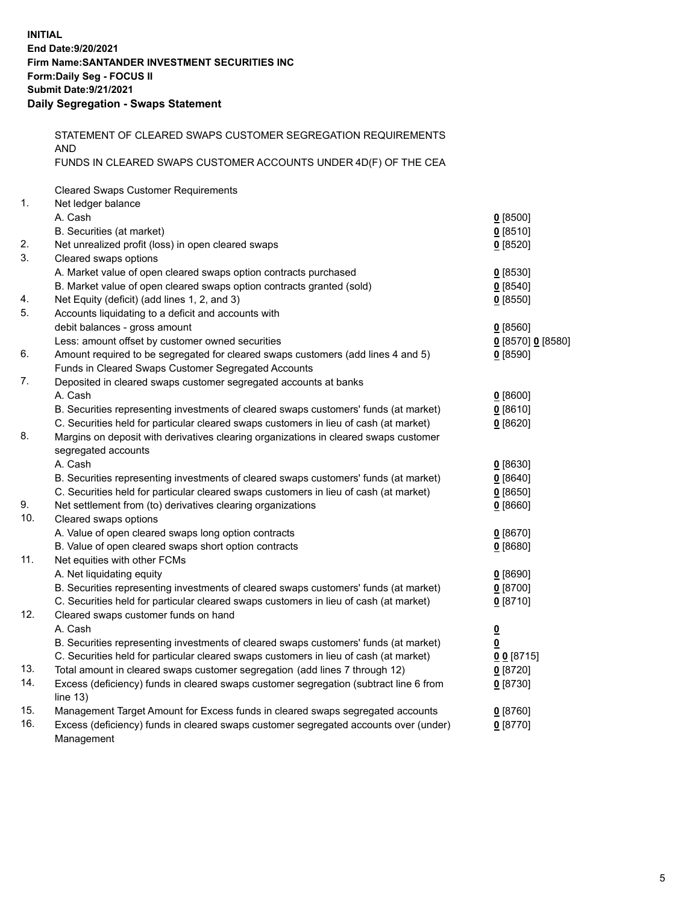**INITIAL**
**End Date:9/20/2021**
**Firm Name:SANTANDER INVESTMENT SECURITIES INC**
**Form:Daily Seg - FOCUS II**
**Submit Date:9/21/2021**
**Daily Segregation - Swaps Statement**

STATEMENT OF CLEARED SWAPS CUSTOMER SEGREGATION REQUIREMENTS AND FUNDS IN CLEARED SWAPS CUSTOMER ACCOUNTS UNDER 4D(F) OF THE CEA

| | | |
|---|---|---|
| | Cleared Swaps Customer Requirements | |
| 1. | Net ledger balance | |
| | A. Cash | 0 [8500] |
| | B. Securities (at market) | 0 [8510] |
| 2. | Net unrealized profit (loss) in open cleared swaps | 0 [8520] |
| 3. | Cleared swaps options | |
| | A. Market value of open cleared swaps option contracts purchased | 0 [8530] |
| | B. Market value of open cleared swaps option contracts granted (sold) | 0 [8540] |
| 4. | Net Equity (deficit) (add lines 1, 2, and 3) | 0 [8550] |
| 5. | Accounts liquidating to a deficit and accounts with debit balances - gross amount | 0 [8560] |
| | Less: amount offset by customer owned securities | 0 [8570] 0 [8580] |
| 6. | Amount required to be segregated for cleared swaps customers (add lines 4 and 5) | 0 [8590] |
| | Funds in Cleared Swaps Customer Segregated Accounts | |
| 7. | Deposited in cleared swaps customer segregated accounts at banks | |
| | A. Cash | 0 [8600] |
| | B. Securities representing investments of cleared swaps customers' funds (at market) | 0 [8610] |
| | C. Securities held for particular cleared swaps customers in lieu of cash (at market) | 0 [8620] |
| 8. | Margins on deposit with derivatives clearing organizations in cleared swaps customer segregated accounts | |
| | A. Cash | 0 [8630] |
| | B. Securities representing investments of cleared swaps customers' funds (at market) | 0 [8640] |
| | C. Securities held for particular cleared swaps customers in lieu of cash (at market) | 0 [8650] |
| 9. | Net settlement from (to) derivatives clearing organizations | 0 [8660] |
| 10. | Cleared swaps options | |
| | A. Value of open cleared swaps long option contracts | 0 [8670] |
| | B. Value of open cleared swaps short option contracts | 0 [8680] |
| 11. | Net equities with other FCMs | |
| | A. Net liquidating equity | 0 [8690] |
| | B. Securities representing investments of cleared swaps customers' funds (at market) | 0 [8700] |
| | C. Securities held for particular cleared swaps customers in lieu of cash (at market) | 0 [8710] |
| 12. | Cleared swaps customer funds on hand | |
| | A. Cash | 0 |
| | B. Securities representing investments of cleared swaps customers' funds (at market) | 0 |
| | C. Securities held for particular cleared swaps customers in lieu of cash (at market) | 0 0 [8715] |
| 13. | Total amount in cleared swaps customer segregation (add lines 7 through 12) | 0 [8720] |
| 14. | Excess (deficiency) funds in cleared swaps customer segregation (subtract line 6 from line 13) | 0 [8730] |
| 15. | Management Target Amount for Excess funds in cleared swaps segregated accounts | 0 [8760] |
| 16. | Excess (deficiency) funds in cleared swaps customer segregated accounts over (under) Management | 0 [8770] |